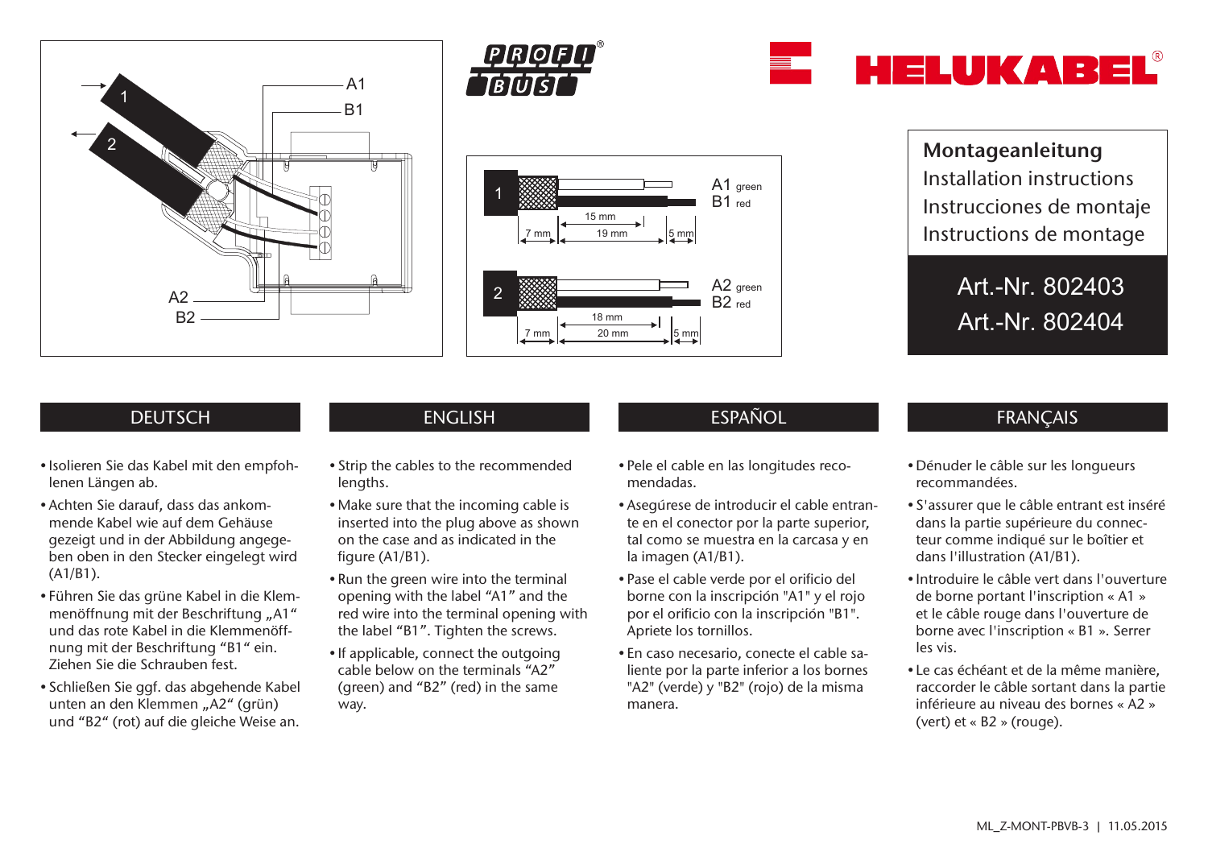PROFIBUS

HELUKABEL®

**Montageanleitung**
Installation instructions
Instrucciones de montaje
Instructions de montage

Art.-Nr. 802403
Art.-Nr. 802404

## DEUTSCH

- Isolieren Sie das Kabel mit den empfohlenen Längen ab.
- Achten Sie darauf, dass das ankommende Kabel wie auf dem Gehäuse gezeigt und in der Abbildung angegeben oben in den Stecker eingelegt wird (A1/B1).
- Führen Sie das grüne Kabel in die Klemmenöffnung mit der Beschriftung „A1" und das rote Kabel in die Klemmenöffnung mit der Beschriftung "B1" ein. Ziehen Sie die Schrauben fest.
- Schließen Sie ggf. das abgehende Kabel unten an den Klemmen „A2" (grün) und "B2" (rot) auf die gleiche Weise an.

## ENGLISH

- Strip the cables to the recommended lengths.
- Make sure that the incoming cable is inserted into the plug above as shown on the case and as indicated in the figure (A1/B1).
- Run the green wire into the terminal opening with the label "A1" and the red wire into the terminal opening with the label "B1". Tighten the screws.
- If applicable, connect the outgoing cable below on the terminals "A2" (green) and "B2" (red) in the same way.

## ESPAÑOL

- Pele el cable en las longitudes recomendadas.
- Asegúrese de introducir el cable entrante en el conector por la parte superior, tal como se muestra en la carcasa y en la imagen (A1/B1).
- Pase el cable verde por el orificio del borne con la inscripción "A1" y el rojo por el orificio con la inscripción "B1". Apriete los tornillos.
- En caso necesario, conecte el cable saliente por la parte inferior a los bornes "A2" (verde) y "B2" (rojo) de la misma manera.

## FRANÇAIS

- Dénuder le câble sur les longueurs recommandées.
- S'assurer que le câble entrant est inséré dans la partie supérieure du connecteur comme indiqué sur le boîtier et dans l'illustration (A1/B1).
- Introduire le câble vert dans l'ouverture de borne portant l'inscription « A1 » et le câble rouge dans l'ouverture de borne avec l'inscription « B1 ». Serrer les vis.
- Le cas échéant et de la même manière, raccorder le câble sortant dans la partie inférieure au niveau des bornes « A2 » (vert) et « B2 » (rouge).

ML_Z-MONT-PBVB-3 | 11.05.2015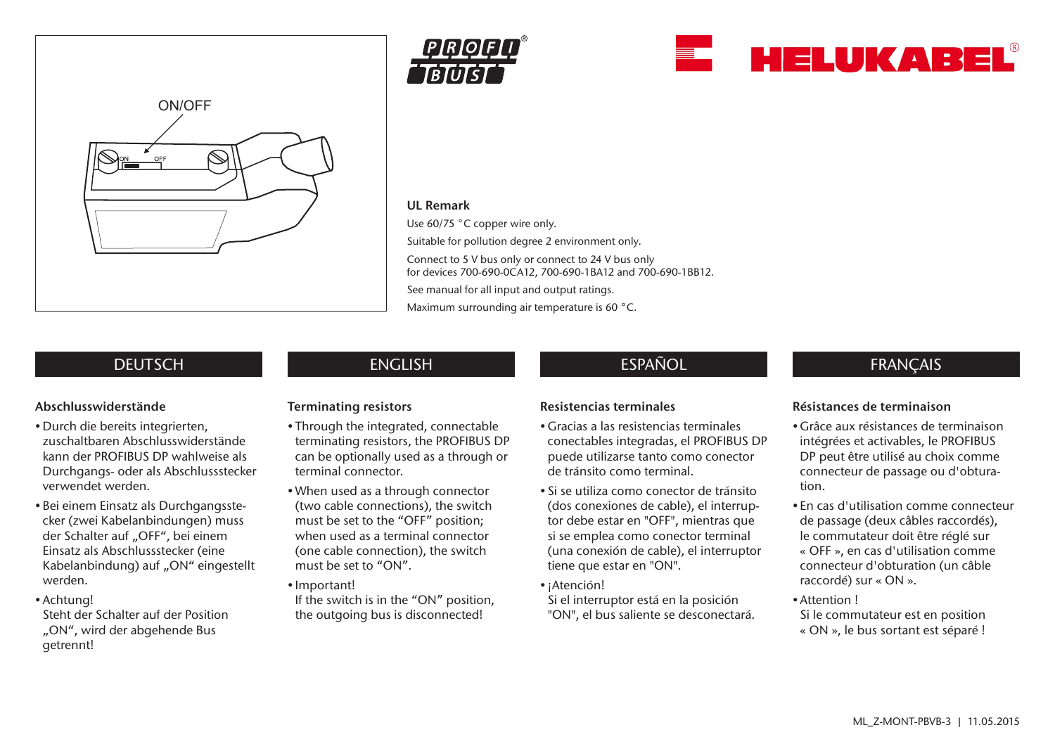ON/OFF

ON OFF

**UL Remark**

Use 60/75 °C copper wire only.

Suitable for pollution degree 2 environment only.

Connect to 5 V bus only or connect to 24 V bus only for devices 700-690-0CA12, 700-690-1BA12 and 700-690-1BB12.

See manual for all input and output ratings.

Maximum surrounding air temperature is 60 °C.

## DEUTSCH

**Abschlusswiderstände**

- Durch die bereits integrierten, zuschaltbaren Abschlusswiderstände kann der PROFIBUS DP wahlweise als Durchgangs- oder als Abschlussstecker verwendet werden.
- Bei einem Einsatz als Durchgangsstecker (zwei Kabelanbindungen) muss der Schalter auf „OFF“, bei einem Einsatz als Abschlussstecker (eine Kabelanbindung) auf „ON“ eingestellt werden.
- Achtung!
  Steht der Schalter auf der Position „ON“, wird der abgehende Bus getrennt!

## ENGLISH

**Terminating resistors**

- Through the integrated, connectable terminating resistors, the PROFIBUS DP can be optionally used as a through or terminal connector.
- When used as a through connector (two cable connections), the switch must be set to the “OFF” position; when used as a terminal connector (one cable connection), the switch must be set to “ON”.
- Important!
  If the switch is in the “ON” position, the outgoing bus is disconnected!

## ESPAÑOL

**Resistencias terminales**

- Gracias a las resistencias terminales conectables integradas, el PROFIBUS DP puede utilizarse tanto como conector de tránsito como terminal.
- Si se utiliza como conector de tránsito (dos conexiones de cable), el interruptor debe estar en "OFF", mientras que si se emplea como conector terminal (una conexión de cable), el interruptor tiene que estar en "ON".
- ¡Atención!
  Si el interruptor está en la posición "ON", el bus saliente se desconectará.

## FRANÇAIS

**Résistances de terminaison**

- Grâce aux résistances de terminaison intégrées et activables, le PROFIBUS DP peut être utilisé au choix comme connecteur de passage ou d'obturation.
- En cas d'utilisation comme connecteur de passage (deux câbles raccordés), le commutateur doit être réglé sur « OFF », en cas d'utilisation comme connecteur d'obturation (un câble raccordé) sur « ON ».
- Attention !
  Si le commutateur est en position « ON », le bus sortant est séparé !

ML_Z-MONT-PBVB-3 | 11.05.2015